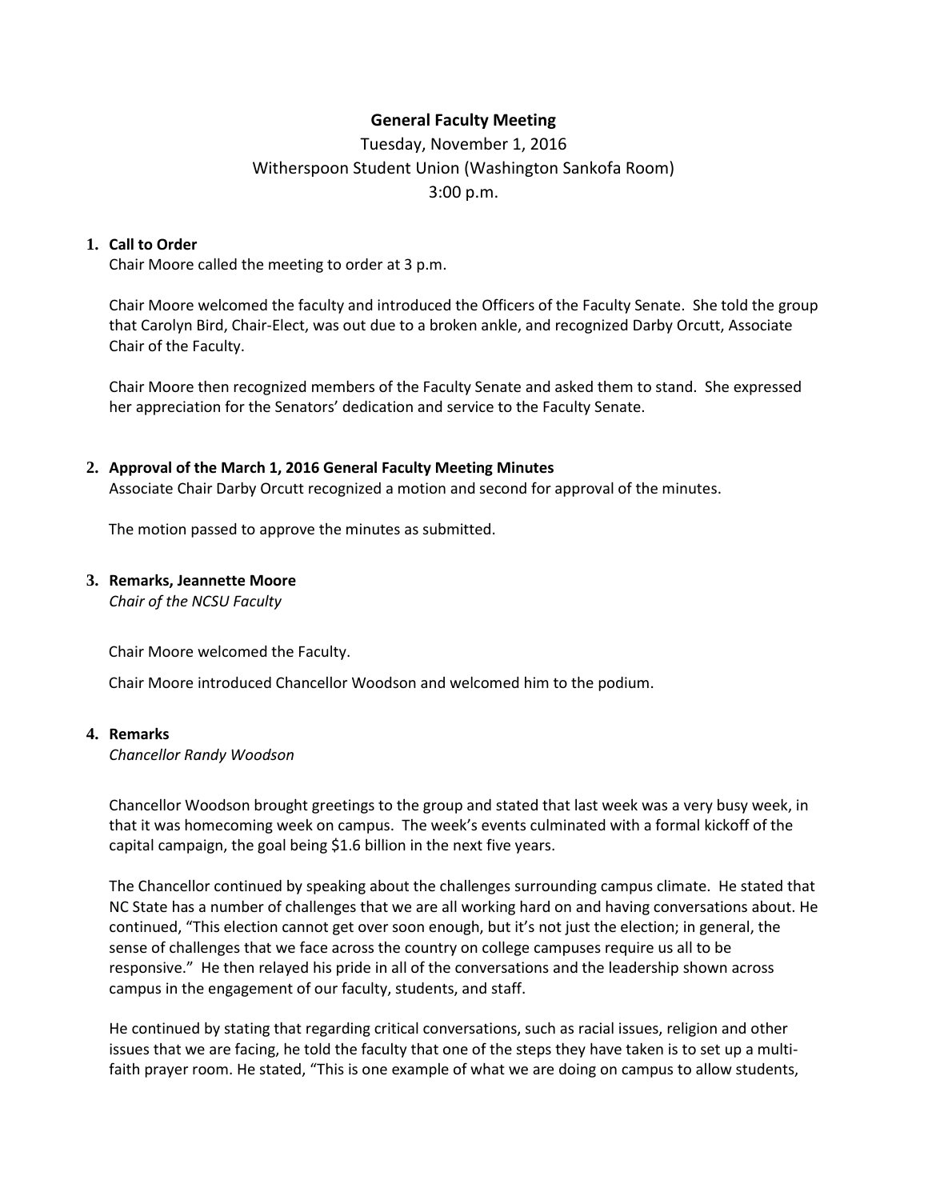# General Faculty Meeting

Tuesday, November 1, 2016
Witherspoon Student Union (Washington Sankofa Room)
3:00 p.m.

1. **Call to Order**
   Chair Moore called the meeting to order at 3 p.m.

   Chair Moore welcomed the faculty and introduced the Officers of the Faculty Senate. She told the group that Carolyn Bird, Chair-Elect, was out due to a broken ankle, and recognized Darby Orcutt, Associate Chair of the Faculty.

   Chair Moore then recognized members of the Faculty Senate and asked them to stand. She expressed her appreciation for the Senators' dedication and service to the Faculty Senate.

2. **Approval of the March 1, 2016 General Faculty Meeting Minutes**
   Associate Chair Darby Orcutt recognized a motion and second for approval of the minutes.

   The motion passed to approve the minutes as submitted.

3. **Remarks, Jeannette Moore**
   *Chair of the NCSU Faculty*

   Chair Moore welcomed the Faculty.

   Chair Moore introduced Chancellor Woodson and welcomed him to the podium.

4. **Remarks**
   *Chancellor Randy Woodson*

   Chancellor Woodson brought greetings to the group and stated that last week was a very busy week, in that it was homecoming week on campus. The week's events culminated with a formal kickoff of the capital campaign, the goal being $1.6 billion in the next five years.

   The Chancellor continued by speaking about the challenges surrounding campus climate. He stated that NC State has a number of challenges that we are all working hard on and having conversations about. He continued, "This election cannot get over soon enough, but it's not just the election; in general, the sense of challenges that we face across the country on college campuses require us all to be responsive." He then relayed his pride in all of the conversations and the leadership shown across campus in the engagement of our faculty, students, and staff.

   He continued by stating that regarding critical conversations, such as racial issues, religion and other issues that we are facing, he told the faculty that one of the steps they have taken is to set up a multi-faith prayer room. He stated, "This is one example of what we are doing on campus to allow students,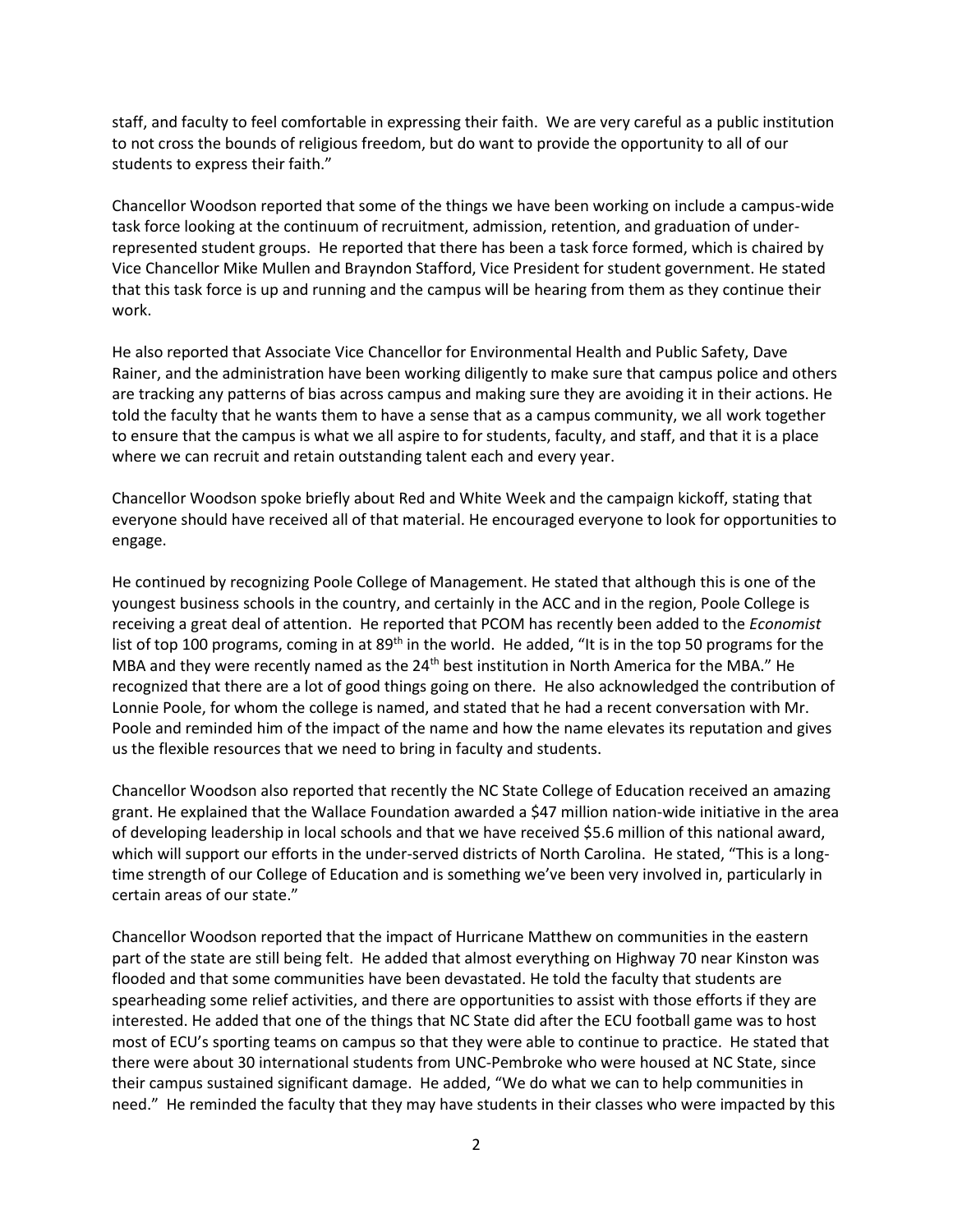staff, and faculty to feel comfortable in expressing their faith. We are very careful as a public institution to not cross the bounds of religious freedom, but do want to provide the opportunity to all of our students to express their faith."

Chancellor Woodson reported that some of the things we have been working on include a campus-wide task force looking at the continuum of recruitment, admission, retention, and graduation of under-represented student groups. He reported that there has been a task force formed, which is chaired by Vice Chancellor Mike Mullen and Brayndon Stafford, Vice President for student government. He stated that this task force is up and running and the campus will be hearing from them as they continue their work.

He also reported that Associate Vice Chancellor for Environmental Health and Public Safety, Dave Rainer, and the administration have been working diligently to make sure that campus police and others are tracking any patterns of bias across campus and making sure they are avoiding it in their actions. He told the faculty that he wants them to have a sense that as a campus community, we all work together to ensure that the campus is what we all aspire to for students, faculty, and staff, and that it is a place where we can recruit and retain outstanding talent each and every year.

Chancellor Woodson spoke briefly about Red and White Week and the campaign kickoff, stating that everyone should have received all of that material. He encouraged everyone to look for opportunities to engage.

He continued by recognizing Poole College of Management. He stated that although this is one of the youngest business schools in the country, and certainly in the ACC and in the region, Poole College is receiving a great deal of attention. He reported that PCOM has recently been added to the *Economist* list of top 100 programs, coming in at 89th in the world. He added, "It is in the top 50 programs for the MBA and they were recently named as the 24th best institution in North America for the MBA." He recognized that there are a lot of good things going on there. He also acknowledged the contribution of Lonnie Poole, for whom the college is named, and stated that he had a recent conversation with Mr. Poole and reminded him of the impact of the name and how the name elevates its reputation and gives us the flexible resources that we need to bring in faculty and students.

Chancellor Woodson also reported that recently the NC State College of Education received an amazing grant. He explained that the Wallace Foundation awarded a $47 million nation-wide initiative in the area of developing leadership in local schools and that we have received $5.6 million of this national award, which will support our efforts in the under-served districts of North Carolina. He stated, "This is a long-time strength of our College of Education and is something we've been very involved in, particularly in certain areas of our state."

Chancellor Woodson reported that the impact of Hurricane Matthew on communities in the eastern part of the state are still being felt. He added that almost everything on Highway 70 near Kinston was flooded and that some communities have been devastated. He told the faculty that students are spearheading some relief activities, and there are opportunities to assist with those efforts if they are interested. He added that one of the things that NC State did after the ECU football game was to host most of ECU's sporting teams on campus so that they were able to continue to practice. He stated that there were about 30 international students from UNC-Pembroke who were housed at NC State, since their campus sustained significant damage. He added, "We do what we can to help communities in need." He reminded the faculty that they may have students in their classes who were impacted by this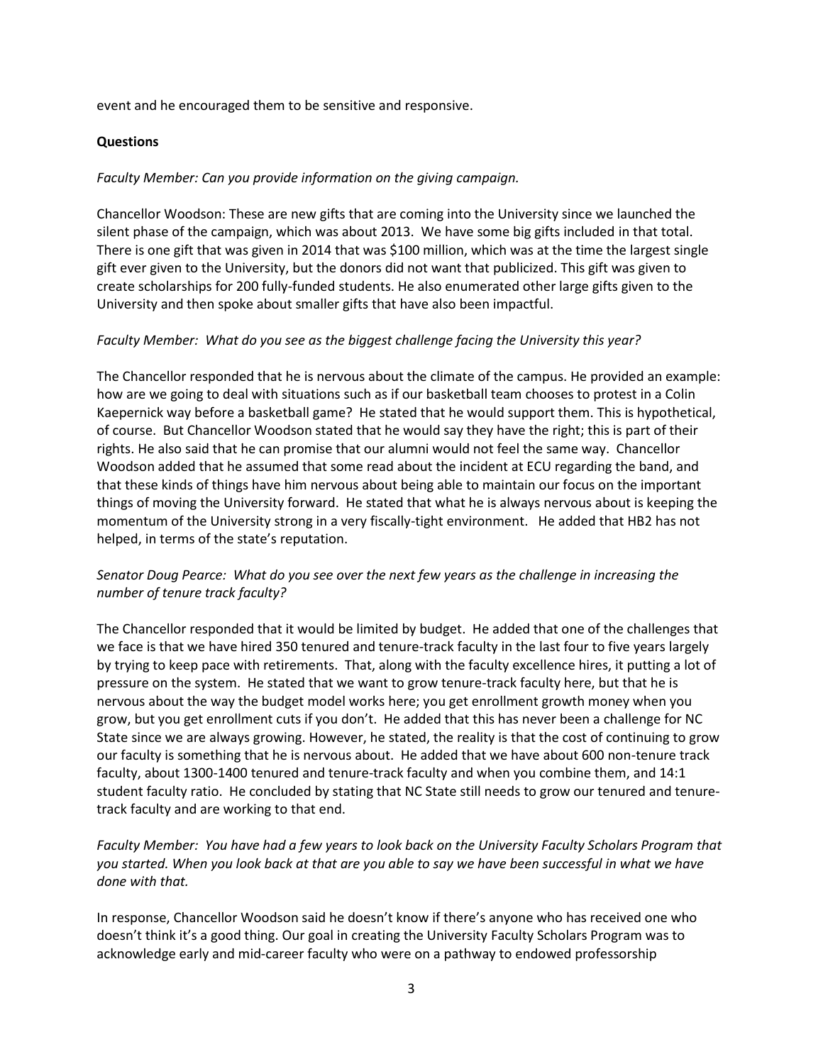event and he encouraged them to be sensitive and responsive.

**Questions**

*Faculty Member: Can you provide information on the giving campaign.*

Chancellor Woodson: These are new gifts that are coming into the University since we launched the silent phase of the campaign, which was about 2013. We have some big gifts included in that total. There is one gift that was given in 2014 that was $100 million, which was at the time the largest single gift ever given to the University, but the donors did not want that publicized. This gift was given to create scholarships for 200 fully-funded students. He also enumerated other large gifts given to the University and then spoke about smaller gifts that have also been impactful.

*Faculty Member: What do you see as the biggest challenge facing the University this year?*

The Chancellor responded that he is nervous about the climate of the campus. He provided an example: how are we going to deal with situations such as if our basketball team chooses to protest in a Colin Kaepernick way before a basketball game? He stated that he would support them. This is hypothetical, of course. But Chancellor Woodson stated that he would say they have the right; this is part of their rights. He also said that he can promise that our alumni would not feel the same way. Chancellor Woodson added that he assumed that some read about the incident at ECU regarding the band, and that these kinds of things have him nervous about being able to maintain our focus on the important things of moving the University forward. He stated that what he is always nervous about is keeping the momentum of the University strong in a very fiscally-tight environment. He added that HB2 has not helped, in terms of the state's reputation.

*Senator Doug Pearce: What do you see over the next few years as the challenge in increasing the number of tenure track faculty?*

The Chancellor responded that it would be limited by budget. He added that one of the challenges that we face is that we have hired 350 tenured and tenure-track faculty in the last four to five years largely by trying to keep pace with retirements. That, along with the faculty excellence hires, it putting a lot of pressure on the system. He stated that we want to grow tenure-track faculty here, but that he is nervous about the way the budget model works here; you get enrollment growth money when you grow, but you get enrollment cuts if you don't. He added that this has never been a challenge for NC State since we are always growing. However, he stated, the reality is that the cost of continuing to grow our faculty is something that he is nervous about. He added that we have about 600 non-tenure track faculty, about 1300-1400 tenured and tenure-track faculty and when you combine them, and 14:1 student faculty ratio. He concluded by stating that NC State still needs to grow our tenured and tenure-track faculty and are working to that end.

*Faculty Member: You have had a few years to look back on the University Faculty Scholars Program that you started. When you look back at that are you able to say we have been successful in what we have done with that.*

In response, Chancellor Woodson said he doesn't know if there's anyone who has received one who doesn't think it's a good thing. Our goal in creating the University Faculty Scholars Program was to acknowledge early and mid-career faculty who were on a pathway to endowed professorship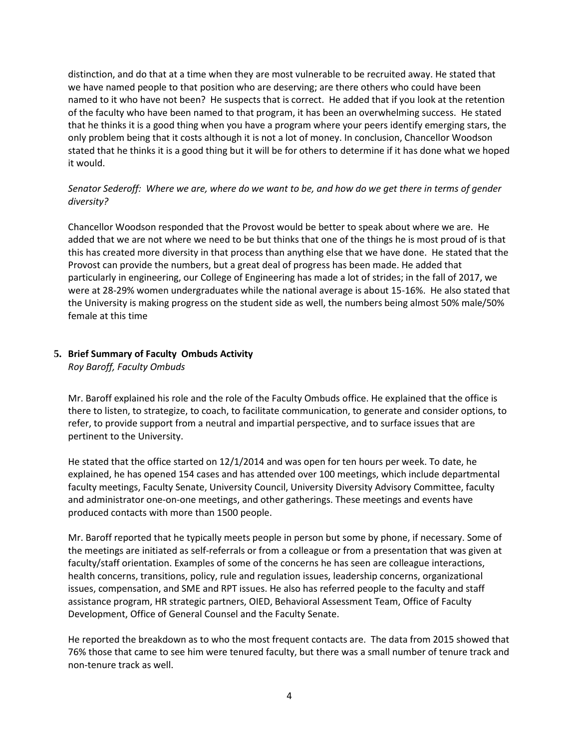distinction, and do that at a time when they are most vulnerable to be recruited away. He stated that we have named people to that position who are deserving; are there others who could have been named to it who have not been? He suspects that is correct. He added that if you look at the retention of the faculty who have been named to that program, it has been an overwhelming success. He stated that he thinks it is a good thing when you have a program where your peers identify emerging stars, the only problem being that it costs although it is not a lot of money. In conclusion, Chancellor Woodson stated that he thinks it is a good thing but it will be for others to determine if it has done what we hoped it would.

*Senator Sederoff: Where we are, where do we want to be, and how do we get there in terms of gender diversity?*

Chancellor Woodson responded that the Provost would be better to speak about where we are. He added that we are not where we need to be but thinks that one of the things he is most proud of is that this has created more diversity in that process than anything else that we have done. He stated that the Provost can provide the numbers, but a great deal of progress has been made. He added that particularly in engineering, our College of Engineering has made a lot of strides; in the fall of 2017, we were at 28-29% women undergraduates while the national average is about 15-16%. He also stated that the University is making progress on the student side as well, the numbers being almost 50% male/50% female at this time

## 5. Brief Summary of Faculty Ombuds Activity

*Roy Baroff, Faculty Ombuds*

Mr. Baroff explained his role and the role of the Faculty Ombuds office. He explained that the office is there to listen, to strategize, to coach, to facilitate communication, to generate and consider options, to refer, to provide support from a neutral and impartial perspective, and to surface issues that are pertinent to the University.

He stated that the office started on 12/1/2014 and was open for ten hours per week. To date, he explained, he has opened 154 cases and has attended over 100 meetings, which include departmental faculty meetings, Faculty Senate, University Council, University Diversity Advisory Committee, faculty and administrator one-on-one meetings, and other gatherings. These meetings and events have produced contacts with more than 1500 people.

Mr. Baroff reported that he typically meets people in person but some by phone, if necessary. Some of the meetings are initiated as self-referrals or from a colleague or from a presentation that was given at faculty/staff orientation. Examples of some of the concerns he has seen are colleague interactions, health concerns, transitions, policy, rule and regulation issues, leadership concerns, organizational issues, compensation, and SME and RPT issues. He also has referred people to the faculty and staff assistance program, HR strategic partners, OIED, Behavioral Assessment Team, Office of Faculty Development, Office of General Counsel and the Faculty Senate.

He reported the breakdown as to who the most frequent contacts are. The data from 2015 showed that 76% those that came to see him were tenured faculty, but there was a small number of tenure track and non-tenure track as well.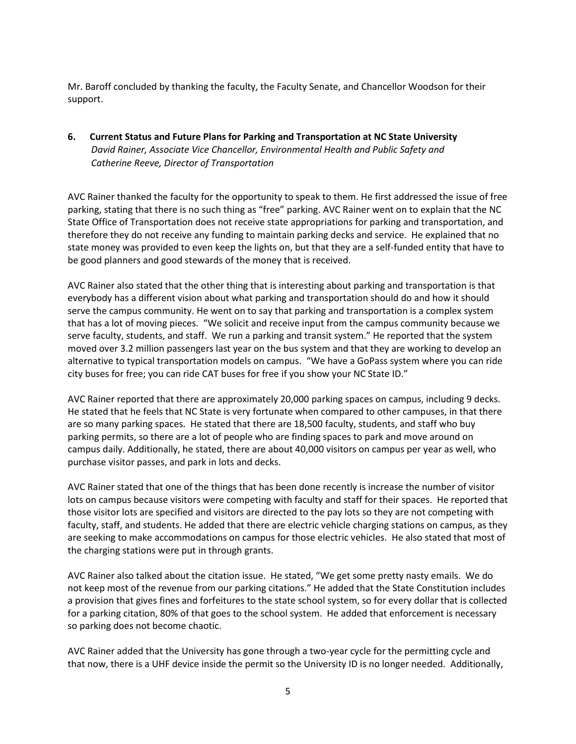Mr. Baroff concluded by thanking the faculty, the Faculty Senate, and Chancellor Woodson for their support.

**6. Current Status and Future Plans for Parking and Transportation at NC State University**
*David Rainer, Associate Vice Chancellor, Environmental Health and Public Safety and Catherine Reeve, Director of Transportation*

AVC Rainer thanked the faculty for the opportunity to speak to them. He first addressed the issue of free parking, stating that there is no such thing as "free" parking. AVC Rainer went on to explain that the NC State Office of Transportation does not receive state appropriations for parking and transportation, and therefore they do not receive any funding to maintain parking decks and service. He explained that no state money was provided to even keep the lights on, but that they are a self-funded entity that have to be good planners and good stewards of the money that is received.

AVC Rainer also stated that the other thing that is interesting about parking and transportation is that everybody has a different vision about what parking and transportation should do and how it should serve the campus community. He went on to say that parking and transportation is a complex system that has a lot of moving pieces. "We solicit and receive input from the campus community because we serve faculty, students, and staff. We run a parking and transit system." He reported that the system moved over 3.2 million passengers last year on the bus system and that they are working to develop an alternative to typical transportation models on campus. "We have a GoPass system where you can ride city buses for free; you can ride CAT buses for free if you show your NC State ID."

AVC Rainer reported that there are approximately 20,000 parking spaces on campus, including 9 decks. He stated that he feels that NC State is very fortunate when compared to other campuses, in that there are so many parking spaces. He stated that there are 18,500 faculty, students, and staff who buy parking permits, so there are a lot of people who are finding spaces to park and move around on campus daily. Additionally, he stated, there are about 40,000 visitors on campus per year as well, who purchase visitor passes, and park in lots and decks.

AVC Rainer stated that one of the things that has been done recently is increase the number of visitor lots on campus because visitors were competing with faculty and staff for their spaces. He reported that those visitor lots are specified and visitors are directed to the pay lots so they are not competing with faculty, staff, and students. He added that there are electric vehicle charging stations on campus, as they are seeking to make accommodations on campus for those electric vehicles. He also stated that most of the charging stations were put in through grants.

AVC Rainer also talked about the citation issue. He stated, "We get some pretty nasty emails. We do not keep most of the revenue from our parking citations." He added that the State Constitution includes a provision that gives fines and forfeitures to the state school system, so for every dollar that is collected for a parking citation, 80% of that goes to the school system. He added that enforcement is necessary so parking does not become chaotic.

AVC Rainer added that the University has gone through a two-year cycle for the permitting cycle and that now, there is a UHF device inside the permit so the University ID is no longer needed. Additionally,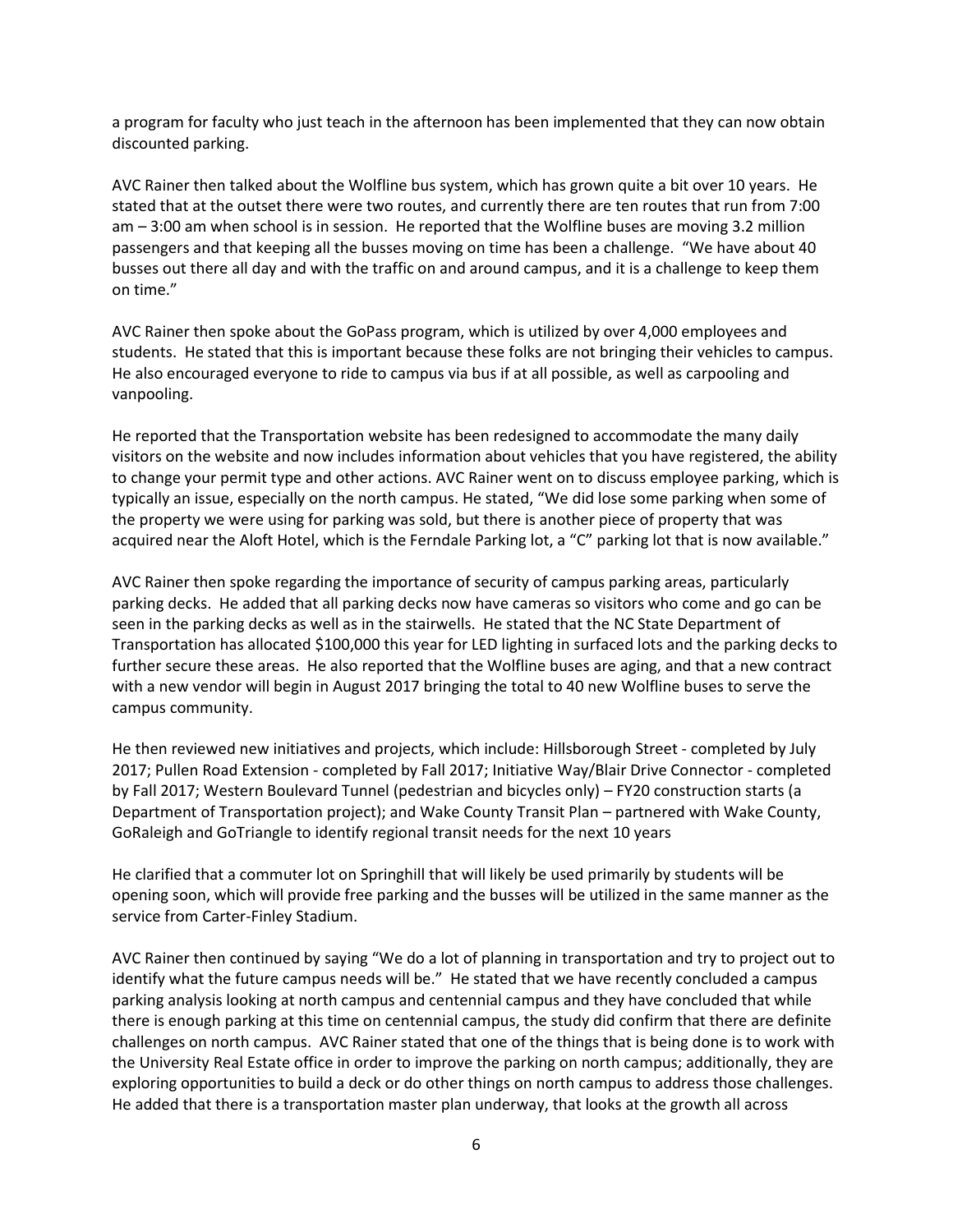a program for faculty who just teach in the afternoon has been implemented that they can now obtain discounted parking.

AVC Rainer then talked about the Wolfline bus system, which has grown quite a bit over 10 years. He stated that at the outset there were two routes, and currently there are ten routes that run from 7:00 am – 3:00 am when school is in session. He reported that the Wolfline buses are moving 3.2 million passengers and that keeping all the busses moving on time has been a challenge. "We have about 40 busses out there all day and with the traffic on and around campus, and it is a challenge to keep them on time."

AVC Rainer then spoke about the GoPass program, which is utilized by over 4,000 employees and students. He stated that this is important because these folks are not bringing their vehicles to campus. He also encouraged everyone to ride to campus via bus if at all possible, as well as carpooling and vanpooling.

He reported that the Transportation website has been redesigned to accommodate the many daily visitors on the website and now includes information about vehicles that you have registered, the ability to change your permit type and other actions. AVC Rainer went on to discuss employee parking, which is typically an issue, especially on the north campus. He stated, "We did lose some parking when some of the property we were using for parking was sold, but there is another piece of property that was acquired near the Aloft Hotel, which is the Ferndale Parking lot, a "C" parking lot that is now available."

AVC Rainer then spoke regarding the importance of security of campus parking areas, particularly parking decks. He added that all parking decks now have cameras so visitors who come and go can be seen in the parking decks as well as in the stairwells. He stated that the NC State Department of Transportation has allocated $100,000 this year for LED lighting in surfaced lots and the parking decks to further secure these areas. He also reported that the Wolfline buses are aging, and that a new contract with a new vendor will begin in August 2017 bringing the total to 40 new Wolfline buses to serve the campus community.

He then reviewed new initiatives and projects, which include: Hillsborough Street - completed by July 2017; Pullen Road Extension - completed by Fall 2017; Initiative Way/Blair Drive Connector - completed by Fall 2017; Western Boulevard Tunnel (pedestrian and bicycles only) – FY20 construction starts (a Department of Transportation project); and Wake County Transit Plan – partnered with Wake County, GoRaleigh and GoTriangle to identify regional transit needs for the next 10 years

He clarified that a commuter lot on Springhill that will likely be used primarily by students will be opening soon, which will provide free parking and the busses will be utilized in the same manner as the service from Carter-Finley Stadium.

AVC Rainer then continued by saying "We do a lot of planning in transportation and try to project out to identify what the future campus needs will be." He stated that we have recently concluded a campus parking analysis looking at north campus and centennial campus and they have concluded that while there is enough parking at this time on centennial campus, the study did confirm that there are definite challenges on north campus. AVC Rainer stated that one of the things that is being done is to work with the University Real Estate office in order to improve the parking on north campus; additionally, they are exploring opportunities to build a deck or do other things on north campus to address those challenges. He added that there is a transportation master plan underway, that looks at the growth all across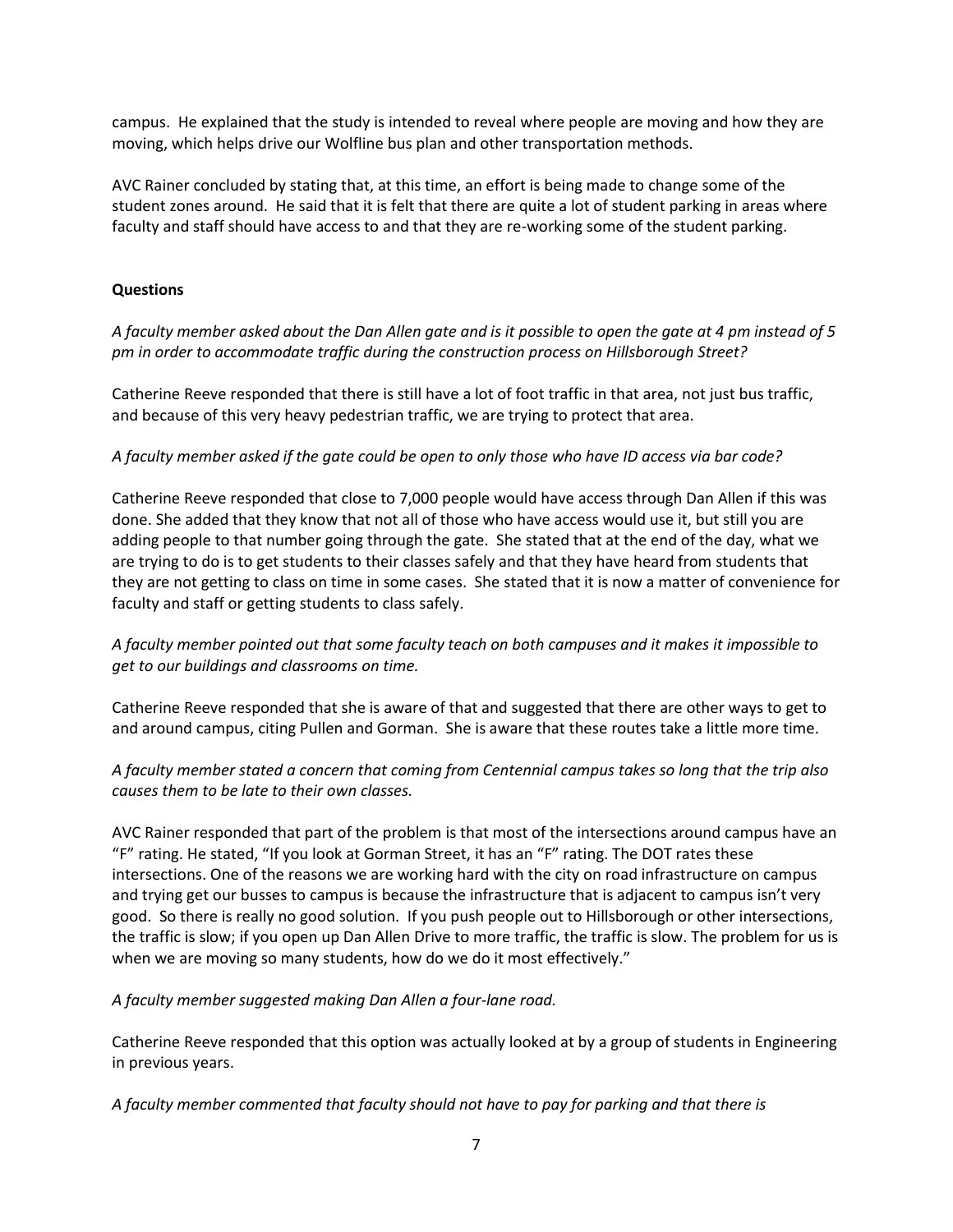campus. He explained that the study is intended to reveal where people are moving and how they are moving, which helps drive our Wolfline bus plan and other transportation methods.

AVC Rainer concluded by stating that, at this time, an effort is being made to change some of the student zones around. He said that it is felt that there are quite a lot of student parking in areas where faculty and staff should have access to and that they are re-working some of the student parking.

**Questions**

*A faculty member asked about the Dan Allen gate and is it possible to open the gate at 4 pm instead of 5 pm in order to accommodate traffic during the construction process on Hillsborough Street?*

Catherine Reeve responded that there is still have a lot of foot traffic in that area, not just bus traffic, and because of this very heavy pedestrian traffic, we are trying to protect that area.

*A faculty member asked if the gate could be open to only those who have ID access via bar code?*

Catherine Reeve responded that close to 7,000 people would have access through Dan Allen if this was done. She added that they know that not all of those who have access would use it, but still you are adding people to that number going through the gate. She stated that at the end of the day, what we are trying to do is to get students to their classes safely and that they have heard from students that they are not getting to class on time in some cases. She stated that it is now a matter of convenience for faculty and staff or getting students to class safely.

*A faculty member pointed out that some faculty teach on both campuses and it makes it impossible to get to our buildings and classrooms on time.*

Catherine Reeve responded that she is aware of that and suggested that there are other ways to get to and around campus, citing Pullen and Gorman. She is aware that these routes take a little more time.

*A faculty member stated a concern that coming from Centennial campus takes so long that the trip also causes them to be late to their own classes.*

AVC Rainer responded that part of the problem is that most of the intersections around campus have an "F" rating. He stated, "If you look at Gorman Street, it has an "F" rating. The DOT rates these intersections. One of the reasons we are working hard with the city on road infrastructure on campus and trying get our busses to campus is because the infrastructure that is adjacent to campus isn't very good. So there is really no good solution. If you push people out to Hillsborough or other intersections, the traffic is slow; if you open up Dan Allen Drive to more traffic, the traffic is slow. The problem for us is when we are moving so many students, how do we do it most effectively."

*A faculty member suggested making Dan Allen a four-lane road.*

Catherine Reeve responded that this option was actually looked at by a group of students in Engineering in previous years.

*A faculty member commented that faculty should not have to pay for parking and that there is*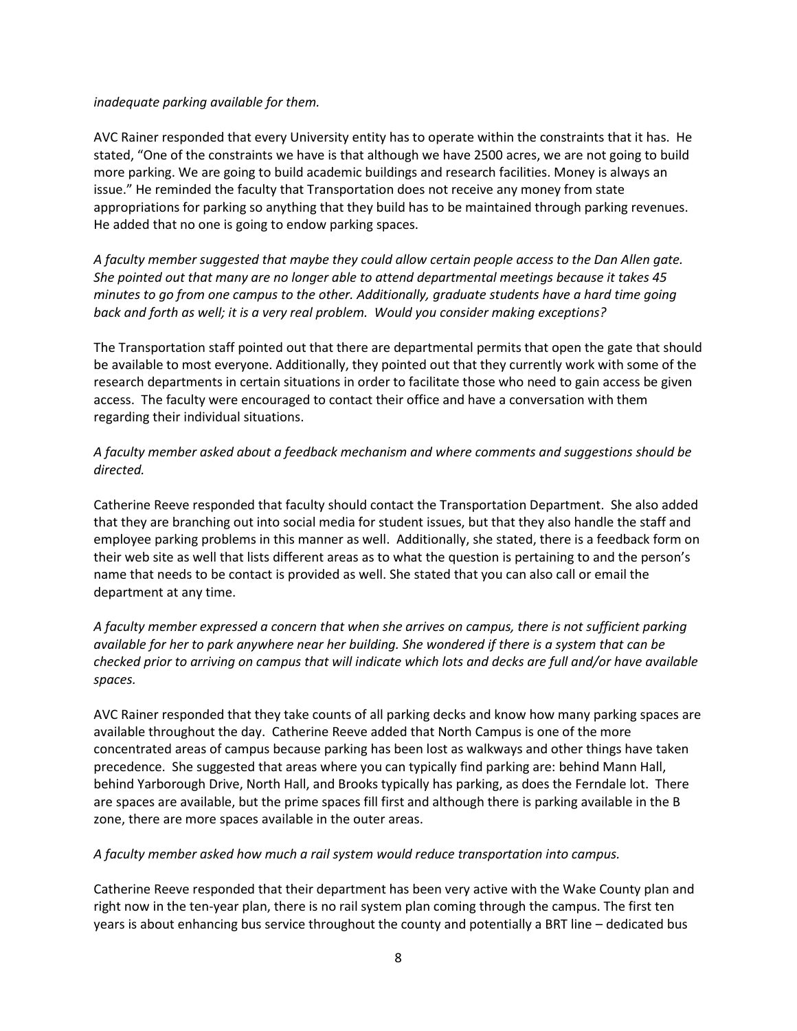*inadequate parking available for them.*

AVC Rainer responded that every University entity has to operate within the constraints that it has. He stated, "One of the constraints we have is that although we have 2500 acres, we are not going to build more parking. We are going to build academic buildings and research facilities. Money is always an issue." He reminded the faculty that Transportation does not receive any money from state appropriations for parking so anything that they build has to be maintained through parking revenues. He added that no one is going to endow parking spaces.

*A faculty member suggested that maybe they could allow certain people access to the Dan Allen gate. She pointed out that many are no longer able to attend departmental meetings because it takes 45 minutes to go from one campus to the other. Additionally, graduate students have a hard time going back and forth as well; it is a very real problem. Would you consider making exceptions?*

The Transportation staff pointed out that there are departmental permits that open the gate that should be available to most everyone. Additionally, they pointed out that they currently work with some of the research departments in certain situations in order to facilitate those who need to gain access be given access. The faculty were encouraged to contact their office and have a conversation with them regarding their individual situations.

*A faculty member asked about a feedback mechanism and where comments and suggestions should be directed.*

Catherine Reeve responded that faculty should contact the Transportation Department. She also added that they are branching out into social media for student issues, but that they also handle the staff and employee parking problems in this manner as well. Additionally, she stated, there is a feedback form on their web site as well that lists different areas as to what the question is pertaining to and the person's name that needs to be contact is provided as well. She stated that you can also call or email the department at any time.

*A faculty member expressed a concern that when she arrives on campus, there is not sufficient parking available for her to park anywhere near her building. She wondered if there is a system that can be checked prior to arriving on campus that will indicate which lots and decks are full and/or have available spaces.*

AVC Rainer responded that they take counts of all parking decks and know how many parking spaces are available throughout the day. Catherine Reeve added that North Campus is one of the more concentrated areas of campus because parking has been lost as walkways and other things have taken precedence. She suggested that areas where you can typically find parking are: behind Mann Hall, behind Yarborough Drive, North Hall, and Brooks typically has parking, as does the Ferndale lot. There are spaces are available, but the prime spaces fill first and although there is parking available in the B zone, there are more spaces available in the outer areas.

*A faculty member asked how much a rail system would reduce transportation into campus.*

Catherine Reeve responded that their department has been very active with the Wake County plan and right now in the ten-year plan, there is no rail system plan coming through the campus. The first ten years is about enhancing bus service throughout the county and potentially a BRT line – dedicated bus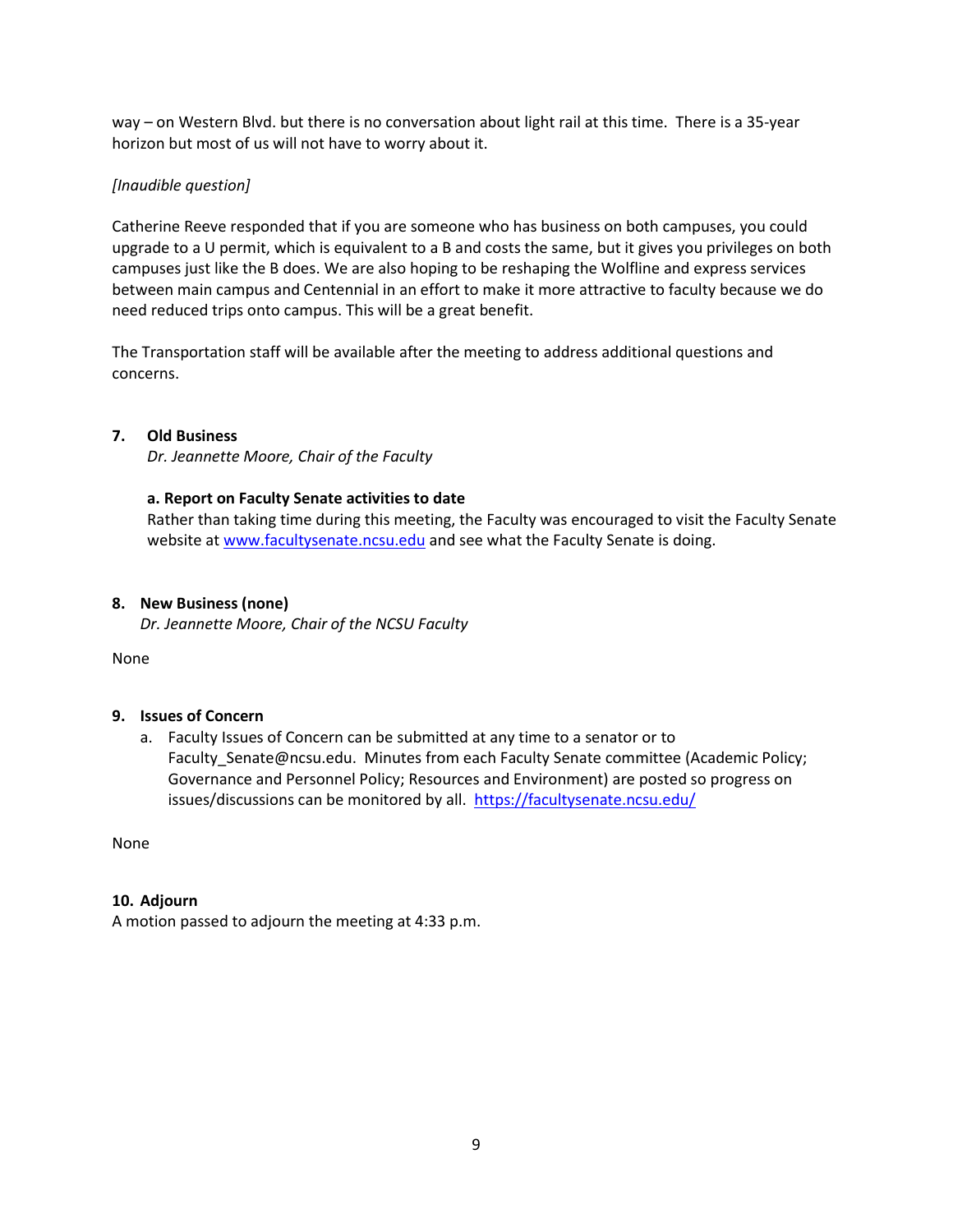way – on Western Blvd. but there is no conversation about light rail at this time. There is a 35-year horizon but most of us will not have to worry about it.

*[Inaudible question]*

Catherine Reeve responded that if you are someone who has business on both campuses, you could upgrade to a U permit, which is equivalent to a B and costs the same, but it gives you privileges on both campuses just like the B does. We are also hoping to be reshaping the Wolfline and express services between main campus and Centennial in an effort to make it more attractive to faculty because we do need reduced trips onto campus. This will be a great benefit.

The Transportation staff will be available after the meeting to address additional questions and concerns.

### 7. Old Business

*Dr. Jeannette Moore, Chair of the Faculty*

**a. Report on Faculty Senate activities to date**

Rather than taking time during this meeting, the Faculty was encouraged to visit the Faculty Senate website at www.facultysenate.ncsu.edu and see what the Faculty Senate is doing.

### 8. New Business (none)

*Dr. Jeannette Moore, Chair of the NCSU Faculty*

None

### 9. Issues of Concern

a. Faculty Issues of Concern can be submitted at any time to a senator or to Faculty_Senate@ncsu.edu. Minutes from each Faculty Senate committee (Academic Policy; Governance and Personnel Policy; Resources and Environment) are posted so progress on issues/discussions can be monitored by all. https://facultysenate.ncsu.edu/

None

### 10. Adjourn

A motion passed to adjourn the meeting at 4:33 p.m.